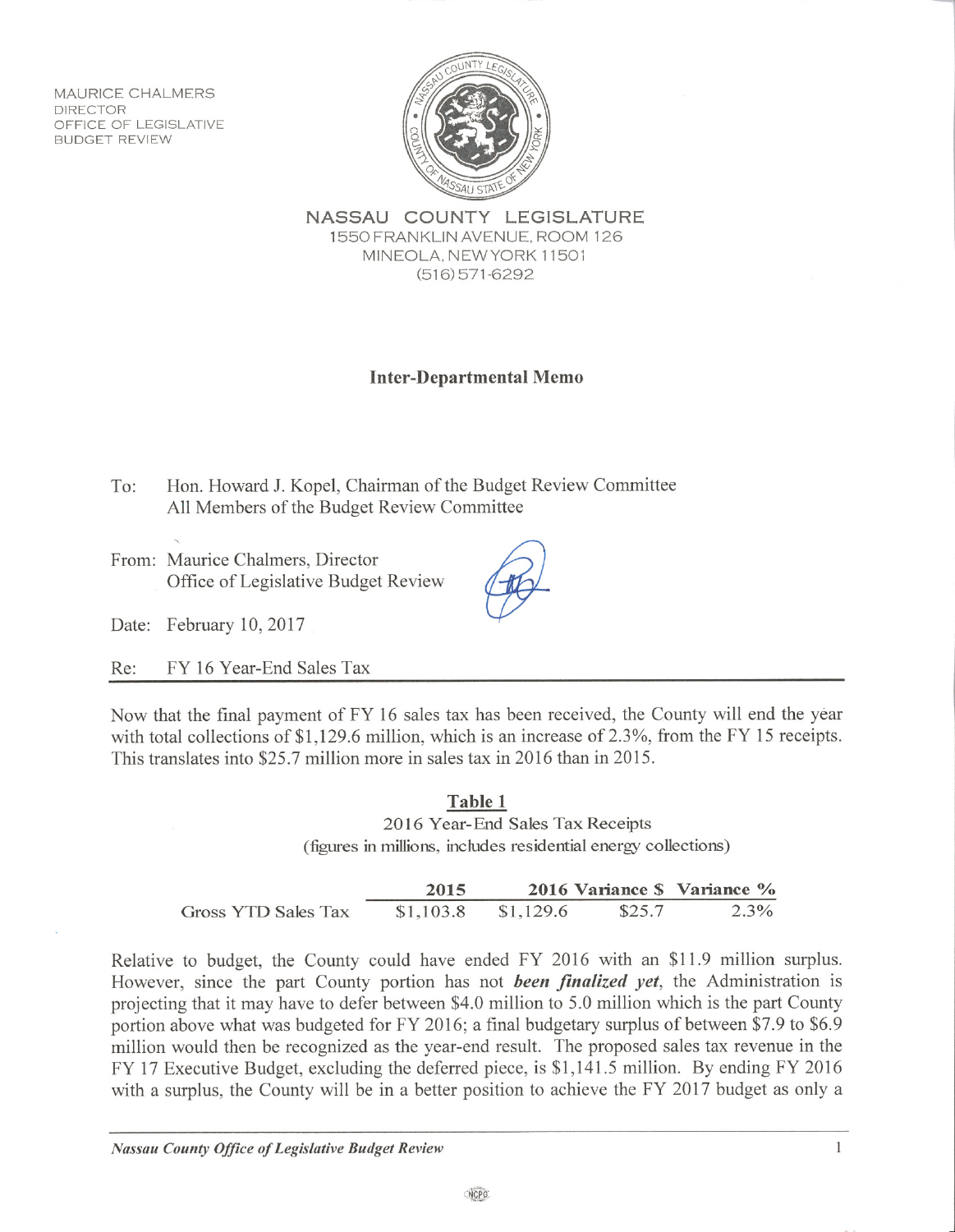MAURICE CHALMERS
DIRECTOR
OFFICE OF LEGISLATIVE
BUDGET REVIEW

**NASSAU COUNTY LEGISLATURE**
1550 FRANKLIN AVENUE, ROOM 126
MINEOLA, NEW YORK 11501
(516) 571-6292

## Inter-Departmental Memo

To: Hon. Howard J. Kopel, Chairman of the Budget Review Committee
All Members of the Budget Review Committee

From: Maurice Chalmers, Director
Office of Legislative Budget Review

Date: February 10, 2017

Re: FY 16 Year-End Sales Tax

---

Now that the final payment of FY 16 sales tax has been received, the County will end the year with total collections of $1,129.6 million, which is an increase of 2.3%, from the FY 15 receipts. This translates into $25.7 million more in sales tax in 2016 than in 2015.

**Table 1**
2016 Year-End Sales Tax Receipts
(figures in millions, includes residential energy collections)

| | 2015 | 2016 | Variance $ | Variance % |
|---|---|---|---|---|
| Gross YTD Sales Tax | $1,103.8 | $1,129.6 | $25.7 | 2.3% |

Relative to budget, the County could have ended FY 2016 with an $11.9 million surplus. However, since the part County portion has not ***been finalized yet***, the Administration is projecting that it may have to defer between $4.0 million to 5.0 million which is the part County portion above what was budgeted for FY 2016; a final budgetary surplus of between $7.9 to $6.9 million would then be recognized as the year-end result. The proposed sales tax revenue in the FY 17 Executive Budget, excluding the deferred piece, is $1,141.5 million. By ending FY 2016 with a surplus, the County will be in a better position to achieve the FY 2017 budget as only a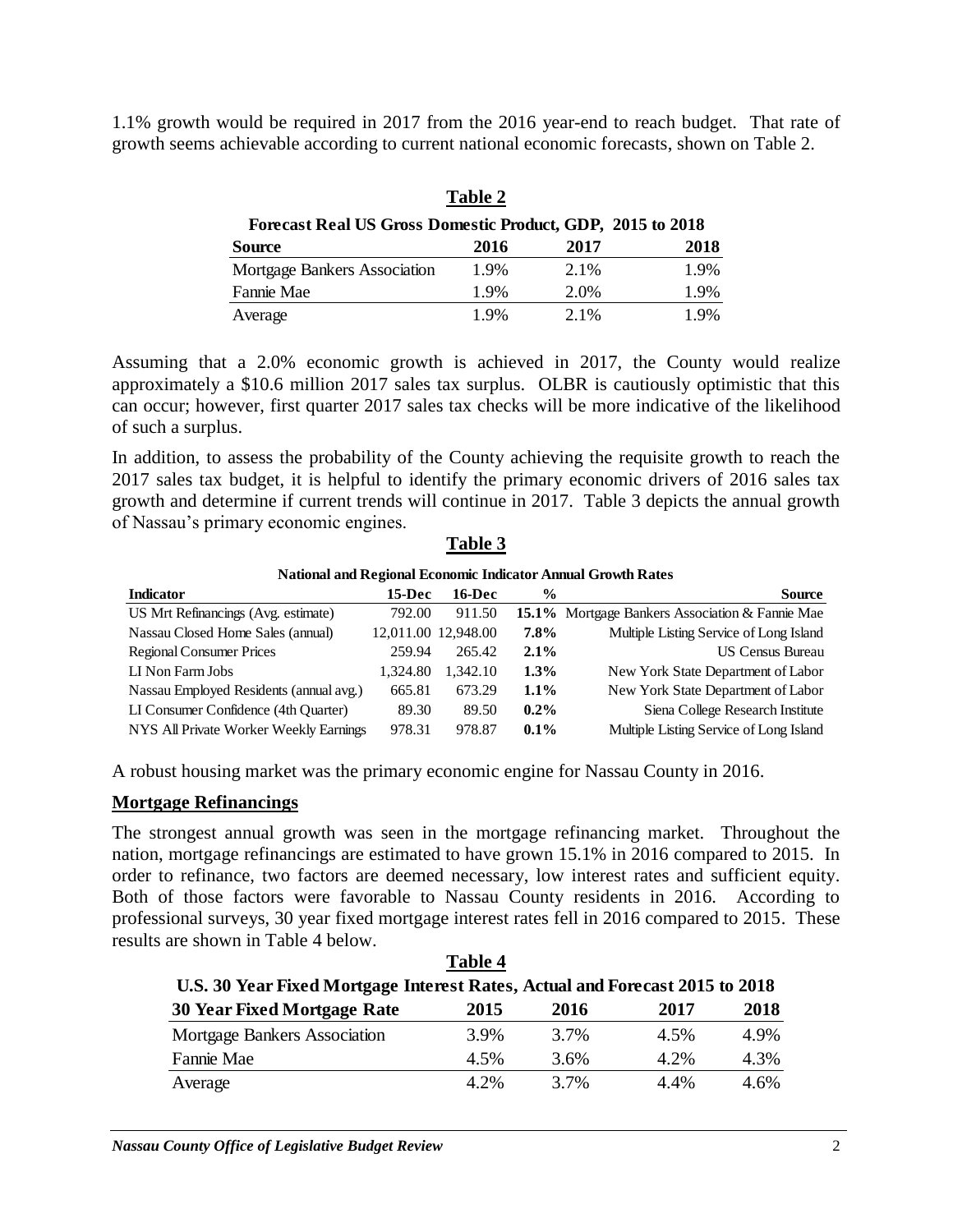1.1% growth would be required in 2017 from the 2016 year-end to reach budget. That rate of growth seems achievable according to current national economic forecasts, shown on Table 2.

**Table 2**

**Forecast Real US Gross Domestic Product, GDP, 2015 to 2018**

| Source | 2016 | 2017 | 2018 |
|---|---|---|---|
| Mortgage Bankers Association | 1.9% | 2.1% | 1.9% |
| Fannie Mae | 1.9% | 2.0% | 1.9% |
| Average | 1.9% | 2.1% | 1.9% |

Assuming that a 2.0% economic growth is achieved in 2017, the County would realize approximately a \$10.6 million 2017 sales tax surplus. OLBR is cautiously optimistic that this can occur; however, first quarter 2017 sales tax checks will be more indicative of the likelihood of such a surplus.

In addition, to assess the probability of the County achieving the requisite growth to reach the 2017 sales tax budget, it is helpful to identify the primary economic drivers of 2016 sales tax growth and determine if current trends will continue in 2017. Table 3 depicts the annual growth of Nassau's primary economic engines.

**Table 3**

**National and Regional Economic Indicator Annual Growth Rates**

| Indicator | 15-Dec | 16-Dec | % | Source |
|---|---|---|---|---|
| US Mrt Refinancings (Avg. estimate) | 792.00 | 911.50 | **15.1%** | Mortgage Bankers Association & Fannie Mae |
| Nassau Closed Home Sales (annual) | 12,011.00 | 12,948.00 | **7.8%** | Multiple Listing Service of Long Island |
| Regional Consumer Prices | 259.94 | 265.42 | **2.1%** | US Census Bureau |
| LI Non Farm Jobs | 1,324.80 | 1,342.10 | **1.3%** | New York State Department of Labor |
| Nassau Employed Residents (annual avg.) | 665.81 | 673.29 | **1.1%** | New York State Department of Labor |
| LI Consumer Confidence (4th Quarter) | 89.30 | 89.50 | **0.2%** | Siena College Research Institute |
| NYS All Private Worker Weekly Earnings | 978.31 | 978.87 | **0.1%** | Multiple Listing Service of Long Island |

A robust housing market was the primary economic engine for Nassau County in 2016.

## Mortgage Refinancings

The strongest annual growth was seen in the mortgage refinancing market. Throughout the nation, mortgage refinancings are estimated to have grown 15.1% in 2016 compared to 2015. In order to refinance, two factors are deemed necessary, low interest rates and sufficient equity. Both of those factors were favorable to Nassau County residents in 2016. According to professional surveys, 30 year fixed mortgage interest rates fell in 2016 compared to 2015. These results are shown in Table 4 below.

**Table 4**

**U.S. 30 Year Fixed Mortgage Interest Rates, Actual and Forecast 2015 to 2018**

| 30 Year Fixed Mortgage Rate | 2015 | 2016 | 2017 | 2018 |
|---|---|---|---|---|
| Mortgage Bankers Association | 3.9% | 3.7% | 4.5% | 4.9% |
| Fannie Mae | 4.5% | 3.6% | 4.2% | 4.3% |
| Average | 4.2% | 3.7% | 4.4% | 4.6% |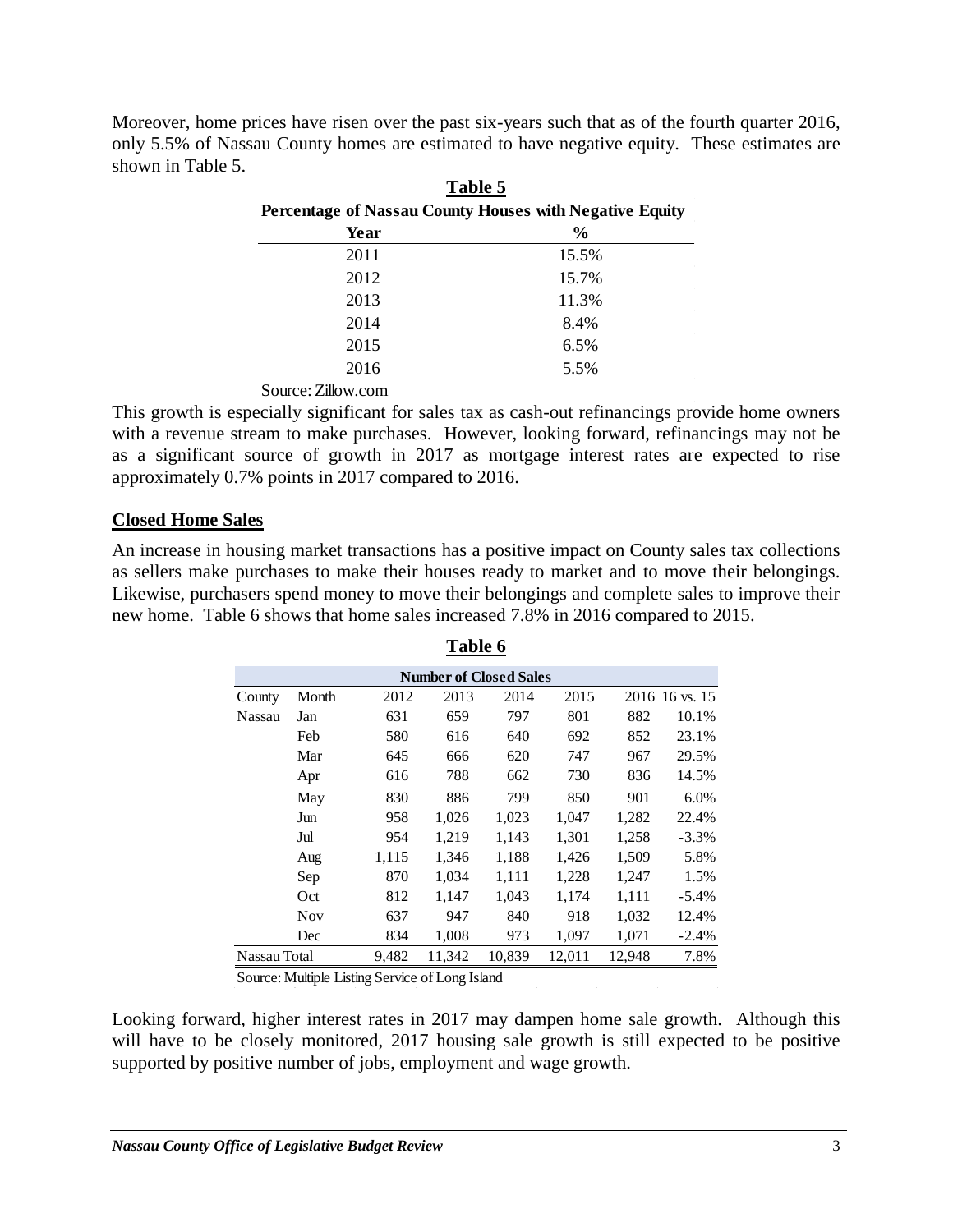Moreover, home prices have risen over the past six-years such that as of the fourth quarter 2016, only 5.5% of Nassau County homes are estimated to have negative equity. These estimates are shown in Table 5.

**Table 5**

**Percentage of Nassau County Houses with Negative Equity**

| Year | % |
|---|---|
| 2011 | 15.5% |
| 2012 | 15.7% |
| 2013 | 11.3% |
| 2014 | 8.4% |
| 2015 | 6.5% |
| 2016 | 5.5% |

Source: Zillow.com

This growth is especially significant for sales tax as cash-out refinancings provide home owners with a revenue stream to make purchases. However, looking forward, refinancings may not be as a significant source of growth in 2017 as mortgage interest rates are expected to rise approximately 0.7% points in 2017 compared to 2016.

## Closed Home Sales

An increase in housing market transactions has a positive impact on County sales tax collections as sellers make purchases to make their houses ready to market and to move their belongings. Likewise, purchasers spend money to move their belongings and complete sales to improve their new home. Table 6 shows that home sales increased 7.8% in 2016 compared to 2015.

**Table 6**

| Number of Closed Sales | | | | | | | |
|---|---|---|---|---|---|---|---|
| County | Month | 2012 | 2013 | 2014 | 2015 | 2016 | 16 vs. 15 |
| Nassau | Jan | 631 | 659 | 797 | 801 | 882 | 10.1% |
| | Feb | 580 | 616 | 640 | 692 | 852 | 23.1% |
| | Mar | 645 | 666 | 620 | 747 | 967 | 29.5% |
| | Apr | 616 | 788 | 662 | 730 | 836 | 14.5% |
| | May | 830 | 886 | 799 | 850 | 901 | 6.0% |
| | Jun | 958 | 1,026 | 1,023 | 1,047 | 1,282 | 22.4% |
| | Jul | 954 | 1,219 | 1,143 | 1,301 | 1,258 | -3.3% |
| | Aug | 1,115 | 1,346 | 1,188 | 1,426 | 1,509 | 5.8% |
| | Sep | 870 | 1,034 | 1,111 | 1,228 | 1,247 | 1.5% |
| | Oct | 812 | 1,147 | 1,043 | 1,174 | 1,111 | -5.4% |
| | Nov | 637 | 947 | 840 | 918 | 1,032 | 12.4% |
| | Dec | 834 | 1,008 | 973 | 1,097 | 1,071 | -2.4% |
| Nassau Total | | 9,482 | 11,342 | 10,839 | 12,011 | 12,948 | 7.8% |

Source: Multiple Listing Service of Long Island

Looking forward, higher interest rates in 2017 may dampen home sale growth. Although this will have to be closely monitored, 2017 housing sale growth is still expected to be positive supported by positive number of jobs, employment and wage growth.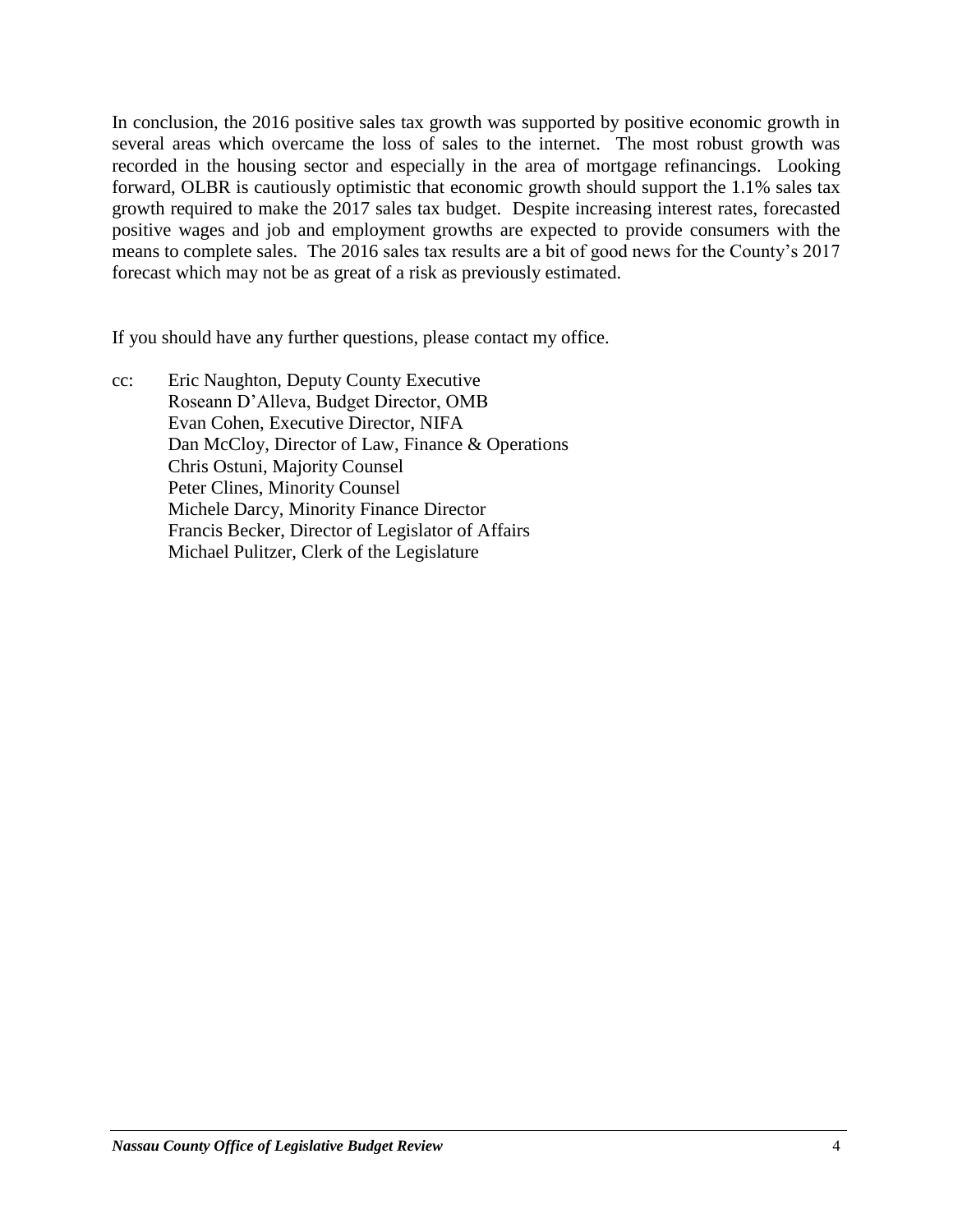In conclusion, the 2016 positive sales tax growth was supported by positive economic growth in several areas which overcame the loss of sales to the internet. The most robust growth was recorded in the housing sector and especially in the area of mortgage refinancings. Looking forward, OLBR is cautiously optimistic that economic growth should support the 1.1% sales tax growth required to make the 2017 sales tax budget. Despite increasing interest rates, forecasted positive wages and job and employment growths are expected to provide consumers with the means to complete sales. The 2016 sales tax results are a bit of good news for the County's 2017 forecast which may not be as great of a risk as previously estimated.

If you should have any further questions, please contact my office.

cc: Eric Naughton, Deputy County Executive
Roseann D'Alleva, Budget Director, OMB
Evan Cohen, Executive Director, NIFA
Dan McCloy, Director of Law, Finance & Operations
Chris Ostuni, Majority Counsel
Peter Clines, Minority Counsel
Michele Darcy, Minority Finance Director
Francis Becker, Director of Legislator of Affairs
Michael Pulitzer, Clerk of the Legislature